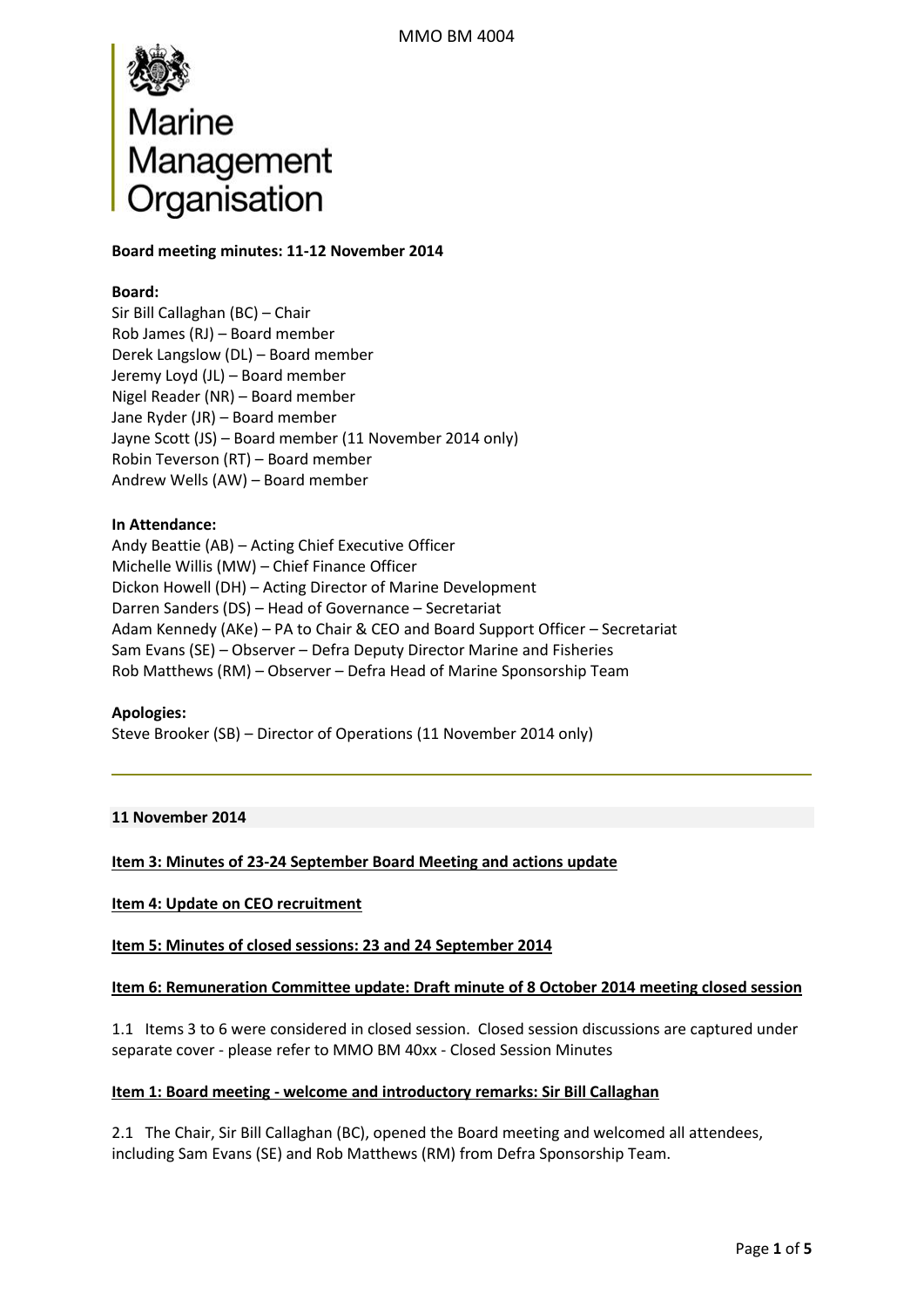Marine Management Organisation

**Board meeting minutes: 11-12 November 2014**

**Board:**
Sir Bill Callaghan (BC) – Chair
Rob James (RJ) – Board member
Derek Langslow (DL) – Board member
Jeremy Loyd (JL) – Board member
Nigel Reader (NR) – Board member
Jane Ryder (JR) – Board member
Jayne Scott (JS) – Board member (11 November 2014 only)
Robin Teverson (RT) – Board member
Andrew Wells (AW) – Board member

**In Attendance:**
Andy Beattie (AB) – Acting Chief Executive Officer
Michelle Willis (MW) – Chief Finance Officer
Dickon Howell (DH) – Acting Director of Marine Development
Darren Sanders (DS) – Head of Governance – Secretariat
Adam Kennedy (AKe) – PA to Chair & CEO and Board Support Officer – Secretariat
Sam Evans (SE) – Observer – Defra Deputy Director Marine and Fisheries
Rob Matthews (RM) – Observer – Defra Head of Marine Sponsorship Team

**Apologies:**
Steve Brooker (SB) – Director of Operations (11 November 2014 only)

---

**11 November 2014**

**Item 3: Minutes of 23-24 September Board Meeting and actions update**

**Item 4: Update on CEO recruitment**

**Item 5: Minutes of closed sessions: 23 and 24 September 2014**

**Item 6: Remuneration Committee update: Draft minute of 8 October 2014 meeting closed session**

1.1 Items 3 to 6 were considered in closed session. Closed session discussions are captured under separate cover - please refer to MMO BM 40xx - Closed Session Minutes

**Item 1: Board meeting - welcome and introductory remarks: Sir Bill Callaghan**

2.1 The Chair, Sir Bill Callaghan (BC), opened the Board meeting and welcomed all attendees, including Sam Evans (SE) and Rob Matthews (RM) from Defra Sponsorship Team.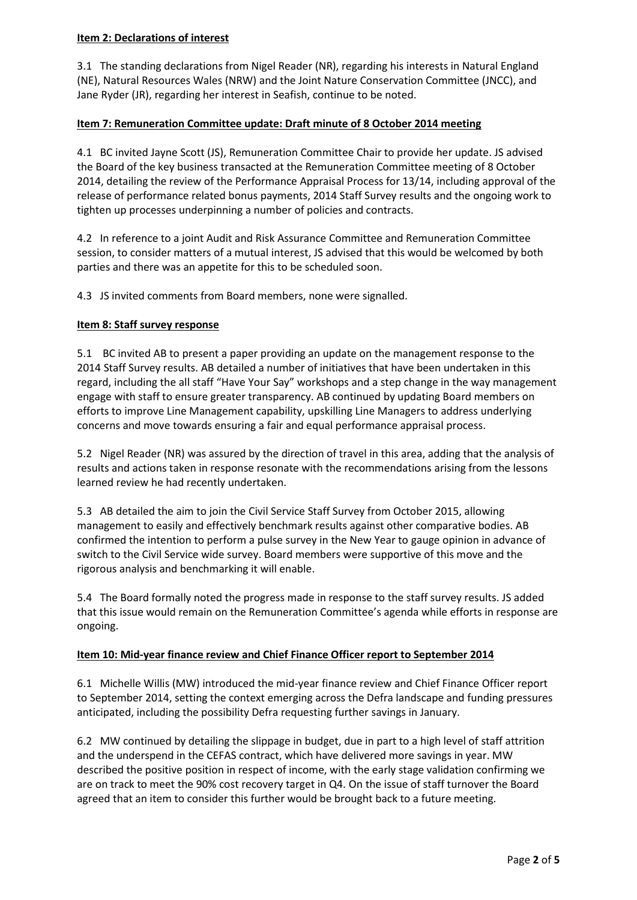**Item 2: Declarations of interest**

3.1 The standing declarations from Nigel Reader (NR), regarding his interests in Natural England (NE), Natural Resources Wales (NRW) and the Joint Nature Conservation Committee (JNCC), and Jane Ryder (JR), regarding her interest in Seafish, continue to be noted.

**Item 7: Remuneration Committee update: Draft minute of 8 October 2014 meeting**

4.1 BC invited Jayne Scott (JS), Remuneration Committee Chair to provide her update. JS advised the Board of the key business transacted at the Remuneration Committee meeting of 8 October 2014, detailing the review of the Performance Appraisal Process for 13/14, including approval of the release of performance related bonus payments, 2014 Staff Survey results and the ongoing work to tighten up processes underpinning a number of policies and contracts.

4.2 In reference to a joint Audit and Risk Assurance Committee and Remuneration Committee session, to consider matters of a mutual interest, JS advised that this would be welcomed by both parties and there was an appetite for this to be scheduled soon.

4.3 JS invited comments from Board members, none were signalled.

**Item 8: Staff survey response**

5.1 BC invited AB to present a paper providing an update on the management response to the 2014 Staff Survey results. AB detailed a number of initiatives that have been undertaken in this regard, including the all staff "Have Your Say" workshops and a step change in the way management engage with staff to ensure greater transparency. AB continued by updating Board members on efforts to improve Line Management capability, upskilling Line Managers to address underlying concerns and move towards ensuring a fair and equal performance appraisal process.

5.2 Nigel Reader (NR) was assured by the direction of travel in this area, adding that the analysis of results and actions taken in response resonate with the recommendations arising from the lessons learned review he had recently undertaken.

5.3 AB detailed the aim to join the Civil Service Staff Survey from October 2015, allowing management to easily and effectively benchmark results against other comparative bodies. AB confirmed the intention to perform a pulse survey in the New Year to gauge opinion in advance of switch to the Civil Service wide survey. Board members were supportive of this move and the rigorous analysis and benchmarking it will enable.

5.4 The Board formally noted the progress made in response to the staff survey results. JS added that this issue would remain on the Remuneration Committee's agenda while efforts in response are ongoing.

**Item 10: Mid-year finance review and Chief Finance Officer report to September 2014**

6.1 Michelle Willis (MW) introduced the mid-year finance review and Chief Finance Officer report to September 2014, setting the context emerging across the Defra landscape and funding pressures anticipated, including the possibility Defra requesting further savings in January.

6.2 MW continued by detailing the slippage in budget, due in part to a high level of staff attrition and the underspend in the CEFAS contract, which have delivered more savings in year. MW described the positive position in respect of income, with the early stage validation confirming we are on track to meet the 90% cost recovery target in Q4. On the issue of staff turnover the Board agreed that an item to consider this further would be brought back to a future meeting.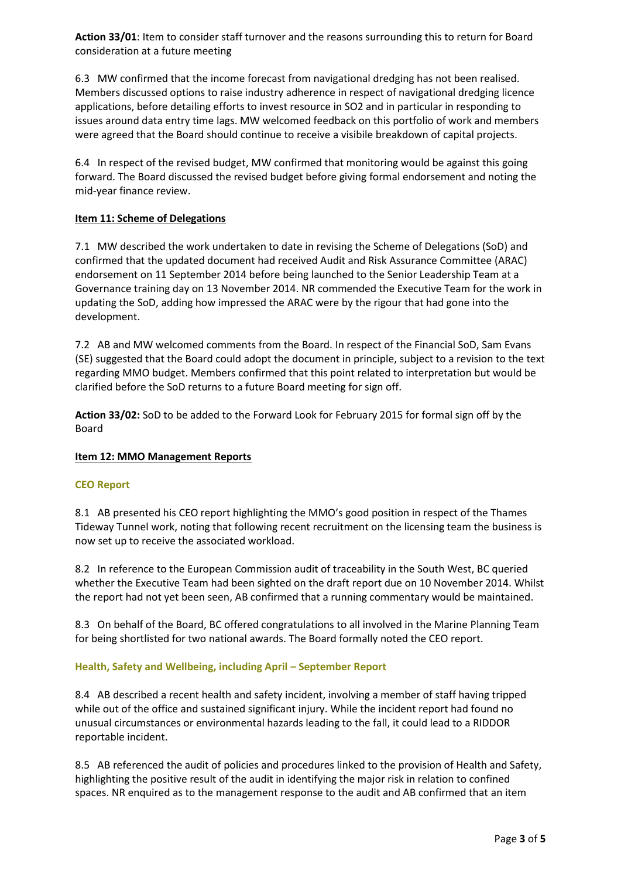**Action 33/01**: Item to consider staff turnover and the reasons surrounding this to return for Board consideration at a future meeting

6.3 MW confirmed that the income forecast from navigational dredging has not been realised. Members discussed options to raise industry adherence in respect of navigational dredging licence applications, before detailing efforts to invest resource in SO2 and in particular in responding to issues around data entry time lags. MW welcomed feedback on this portfolio of work and members were agreed that the Board should continue to receive a visibile breakdown of capital projects.

6.4 In respect of the revised budget, MW confirmed that monitoring would be against this going forward. The Board discussed the revised budget before giving formal endorsement and noting the mid-year finance review.

**Item 11: Scheme of Delegations**

7.1 MW described the work undertaken to date in revising the Scheme of Delegations (SoD) and confirmed that the updated document had received Audit and Risk Assurance Committee (ARAC) endorsement on 11 September 2014 before being launched to the Senior Leadership Team at a Governance training day on 13 November 2014. NR commended the Executive Team for the work in updating the SoD, adding how impressed the ARAC were by the rigour that had gone into the development.

7.2 AB and MW welcomed comments from the Board. In respect of the Financial SoD, Sam Evans (SE) suggested that the Board could adopt the document in principle, subject to a revision to the text regarding MMO budget. Members confirmed that this point related to interpretation but would be clarified before the SoD returns to a future Board meeting for sign off.

**Action 33/02:** SoD to be added to the Forward Look for February 2015 for formal sign off by the Board

**Item 12: MMO Management Reports**

**CEO Report**

8.1 AB presented his CEO report highlighting the MMO's good position in respect of the Thames Tideway Tunnel work, noting that following recent recruitment on the licensing team the business is now set up to receive the associated workload.

8.2 In reference to the European Commission audit of traceability in the South West, BC queried whether the Executive Team had been sighted on the draft report due on 10 November 2014. Whilst the report had not yet been seen, AB confirmed that a running commentary would be maintained.

8.3 On behalf of the Board, BC offered congratulations to all involved in the Marine Planning Team for being shortlisted for two national awards. The Board formally noted the CEO report.

**Health, Safety and Wellbeing, including April – September Report**

8.4 AB described a recent health and safety incident, involving a member of staff having tripped while out of the office and sustained significant injury. While the incident report had found no unusual circumstances or environmental hazards leading to the fall, it could lead to a RIDDOR reportable incident.

8.5 AB referenced the audit of policies and procedures linked to the provision of Health and Safety, highlighting the positive result of the audit in identifying the major risk in relation to confined spaces. NR enquired as to the management response to the audit and AB confirmed that an item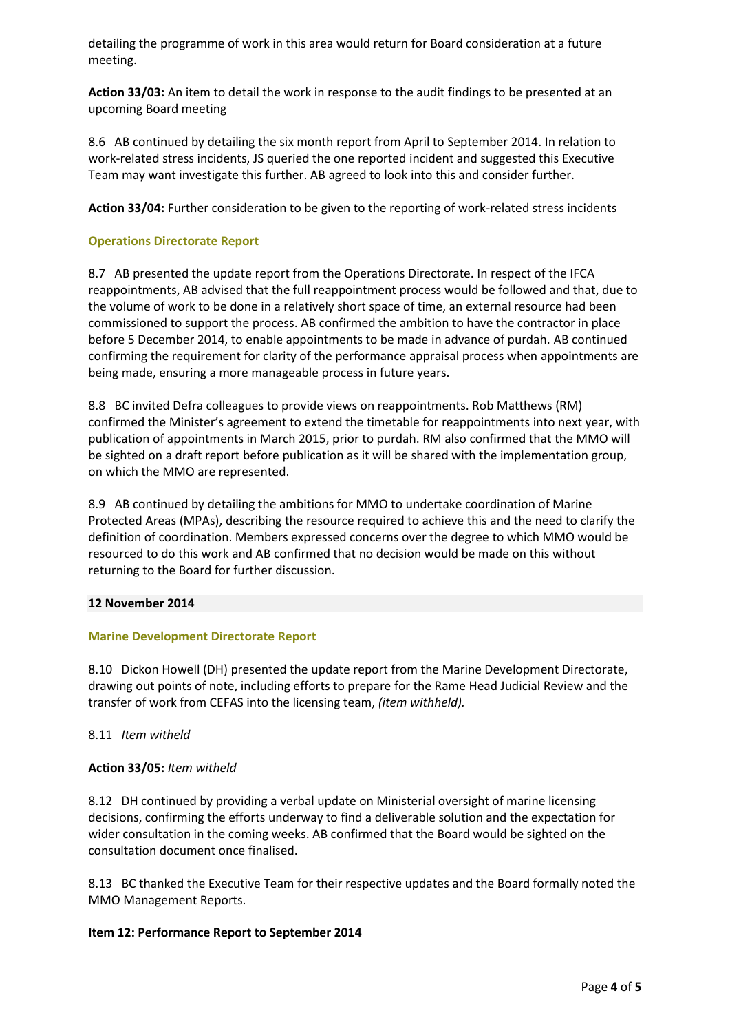detailing the programme of work in this area would return for Board consideration at a future meeting.

**Action 33/03:** An item to detail the work in response to the audit findings to be presented at an upcoming Board meeting

8.6 AB continued by detailing the six month report from April to September 2014. In relation to work-related stress incidents, JS queried the one reported incident and suggested this Executive Team may want investigate this further. AB agreed to look into this and consider further.

**Action 33/04:** Further consideration to be given to the reporting of work-related stress incidents

### Operations Directorate Report

8.7 AB presented the update report from the Operations Directorate. In respect of the IFCA reappointments, AB advised that the full reappointment process would be followed and that, due to the volume of work to be done in a relatively short space of time, an external resource had been commissioned to support the process. AB confirmed the ambition to have the contractor in place before 5 December 2014, to enable appointments to be made in advance of purdah. AB continued confirming the requirement for clarity of the performance appraisal process when appointments are being made, ensuring a more manageable process in future years.

8.8 BC invited Defra colleagues to provide views on reappointments. Rob Matthews (RM) confirmed the Minister's agreement to extend the timetable for reappointments into next year, with publication of appointments in March 2015, prior to purdah. RM also confirmed that the MMO will be sighted on a draft report before publication as it will be shared with the implementation group, on which the MMO are represented.

8.9 AB continued by detailing the ambitions for MMO to undertake coordination of Marine Protected Areas (MPAs), describing the resource required to achieve this and the need to clarify the definition of coordination. Members expressed concerns over the degree to which MMO would be resourced to do this work and AB confirmed that no decision would be made on this without returning to the Board for further discussion.

**12 November 2014**

### Marine Development Directorate Report

8.10 Dickon Howell (DH) presented the update report from the Marine Development Directorate, drawing out points of note, including efforts to prepare for the Rame Head Judicial Review and the transfer of work from CEFAS into the licensing team, *(item withheld).*

8.11 *Item witheld*

**Action 33/05:** *Item witheld*

8.12 DH continued by providing a verbal update on Ministerial oversight of marine licensing decisions, confirming the efforts underway to find a deliverable solution and the expectation for wider consultation in the coming weeks. AB confirmed that the Board would be sighted on the consultation document once finalised.

8.13 BC thanked the Executive Team for their respective updates and the Board formally noted the MMO Management Reports.

## Item 12: Performance Report to September 2014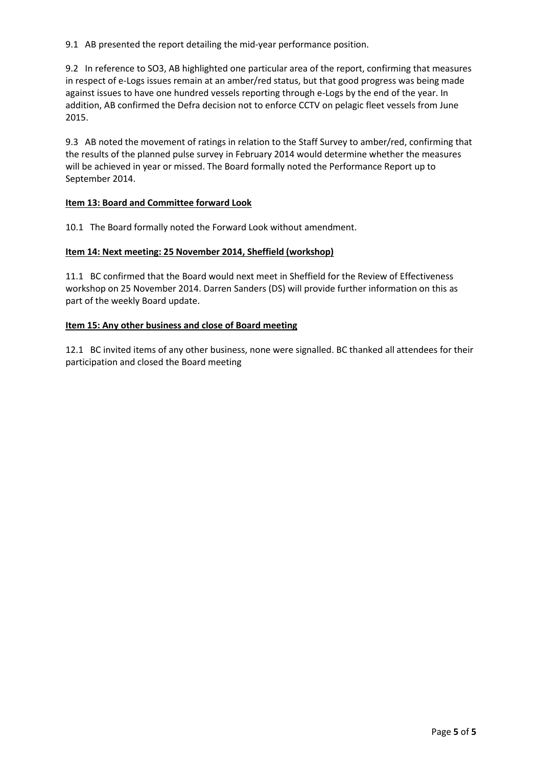9.1 AB presented the report detailing the mid-year performance position.

9.2 In reference to SO3, AB highlighted one particular area of the report, confirming that measures in respect of e-Logs issues remain at an amber/red status, but that good progress was being made against issues to have one hundred vessels reporting through e-Logs by the end of the year. In addition, AB confirmed the Defra decision not to enforce CCTV on pelagic fleet vessels from June 2015.

9.3 AB noted the movement of ratings in relation to the Staff Survey to amber/red, confirming that the results of the planned pulse survey in February 2014 would determine whether the measures will be achieved in year or missed. The Board formally noted the Performance Report up to September 2014.

**Item 13: Board and Committee forward Look**

10.1 The Board formally noted the Forward Look without amendment.

**Item 14: Next meeting: 25 November 2014, Sheffield (workshop)**

11.1 BC confirmed that the Board would next meet in Sheffield for the Review of Effectiveness workshop on 25 November 2014. Darren Sanders (DS) will provide further information on this as part of the weekly Board update.

**Item 15: Any other business and close of Board meeting**

12.1 BC invited items of any other business, none were signalled. BC thanked all attendees for their participation and closed the Board meeting